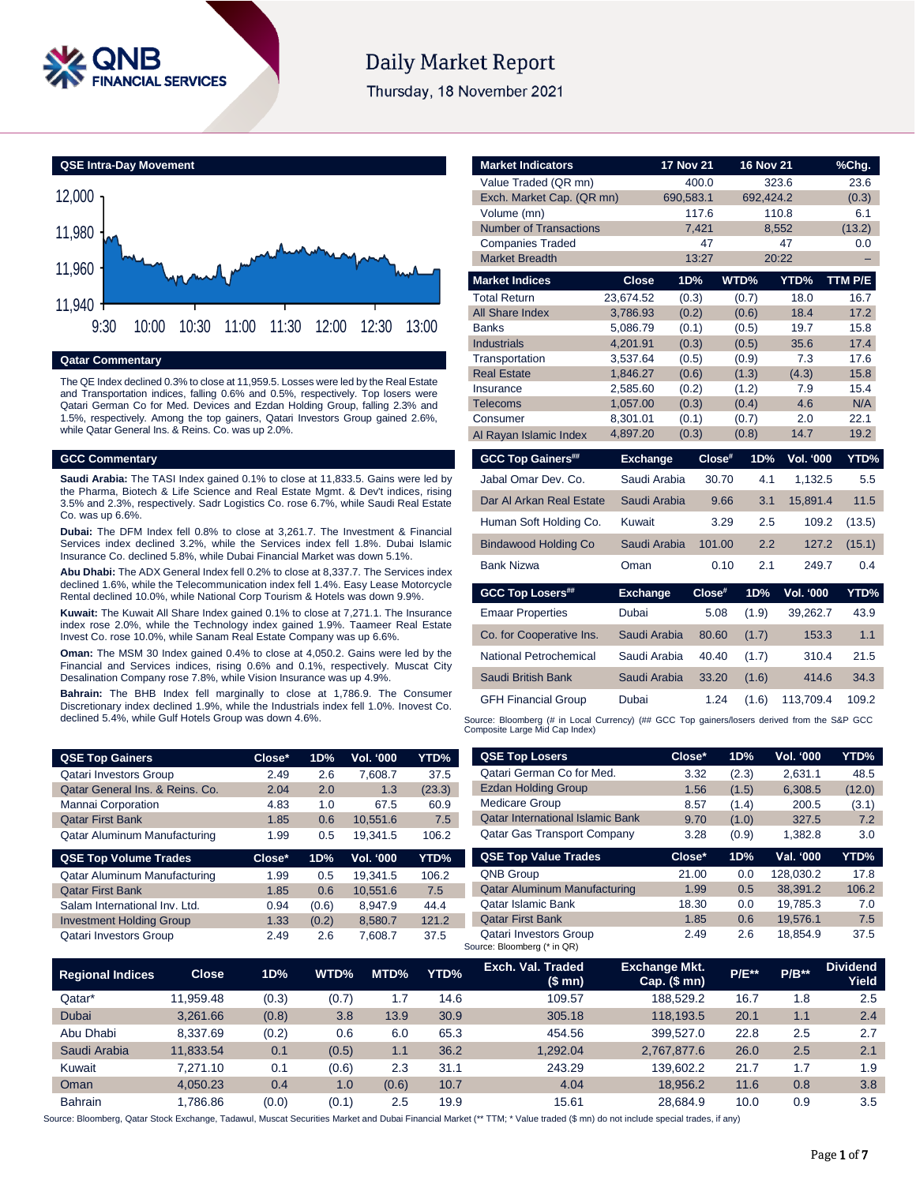# Daily Market Report

Thursday, 18 November 2021

## QSE Intra-Day Movement

## Qatar Commentary

The QE Index declined 0.3% to close at 11,959.5. Losses were led by the Real Estate and Transportation indices, falling 0.6% and 0.5%, respectively. Top losers were Qatari German Co for Med. Devices and Ezdan Holding Group, falling 2.3% and 1.5%, respectively. Among the top gainers, Qatari Investors Group gained 2.6%, while Qatar General Ins. & Reins. Co. was up 2.0%.

## GCC Commentary

**Saudi Arabia:** The TASI Index gained 0.1% to close at 11,833.5. Gains were led by the Pharma, Biotech & Life Science and Real Estate Mgmt. & Dev't indices, rising 3.5% and 2.3%, respectively. Sadr Logistics Co. rose 6.7%, while Saudi Real Estate Co. was up 6.6%.

**Dubai:** The DFM Index fell 0.8% to close at 3,261.7. The Investment & Financial Services index declined 3.2%, while the Services index fell 1.8%. Dubai Islamic Insurance Co. declined 5.8%, while Dubai Financial Market was down 5.1%.

**Abu Dhabi:** The ADX General Index fell 0.2% to close at 8,337.7. The Services index declined 1.6%, while the Telecommunication index fell 1.4%. Easy Lease Motorcycle Rental declined 10.0%, while National Corp Tourism & Hotels was down 9.9%.

**Kuwait:** The Kuwait All Share Index gained 0.1% to close at 7,271.1. The Insurance index rose 2.0%, while the Technology index gained 1.9%. Taameer Real Estate Invest Co. rose 10.0%, while Sanam Real Estate Company was up 6.6%.

**Oman:** The MSM 30 Index gained 0.4% to close at 4,050.2. Gains were led by the Financial and Services indices, rising 0.6% and 0.1%, respectively. Muscat City Desalination Company rose 7.8%, while Vision Insurance was up 4.9%.

**Bahrain:** The BHB Index fell marginally to close at 1,786.9. The Consumer Discretionary index declined 1.9%, while the Industrials index fell 1.0%. Inovest Co. declined 5.4%, while Gulf Hotels Group was down 4.6%.

| Market Indicators | 17 Nov 21 | 16 Nov 21 | %Chg. |
|---|---|---|---|
| Value Traded (QR mn) | 400.0 | 323.6 | 23.6 |
| Exch. Market Cap. (QR mn) | 690,583.1 | 692,424.2 | (0.3) |
| Volume (mn) | 117.6 | 110.8 | 6.1 |
| Number of Transactions | 7,421 | 8,552 | (13.2) |
| Companies Traded | 47 | 47 | 0.0 |
| Market Breadth | 13:27 | 20:22 | – |

| Market Indices | Close | 1D% | WTD% | YTD% | TTM P/E |
|---|---|---|---|---|---|
| Total Return | 23,674.52 | (0.3) | (0.7) | 18.0 | 16.7 |
| All Share Index | 3,786.93 | (0.2) | (0.6) | 18.4 | 17.2 |
| Banks | 5,086.79 | (0.1) | (0.5) | 19.7 | 15.8 |
| Industrials | 4,201.91 | (0.3) | (0.5) | 35.6 | 17.4 |
| Transportation | 3,537.64 | (0.5) | (0.9) | 7.3 | 17.6 |
| Real Estate | 1,846.27 | (0.6) | (1.3) | (4.3) | 15.8 |
| Insurance | 2,585.60 | (0.2) | (1.2) | 7.9 | 15.4 |
| Telecoms | 1,057.00 | (0.3) | (0.4) | 4.6 | N/A |
| Consumer | 8,301.01 | (0.1) | (0.7) | 2.0 | 22.1 |
| Al Rayan Islamic Index | 4,897.20 | (0.3) | (0.8) | 14.7 | 19.2 |

| GCC Top Gainers## | Exchange | Close# | 1D% | Vol. '000 | YTD% |
|---|---|---|---|---|---|
| Jabal Omar Dev. Co. | Saudi Arabia | 30.70 | 4.1 | 1,132.5 | 5.5 |
| Dar Al Arkan Real Estate | Saudi Arabia | 9.66 | 3.1 | 15,891.4 | 11.5 |
| Human Soft Holding Co. | Kuwait | 3.29 | 2.5 | 109.2 | (13.5) |
| Bindawood Holding Co | Saudi Arabia | 101.00 | 2.2 | 127.2 | (15.1) |
| Bank Nizwa | Oman | 0.10 | 2.1 | 249.7 | 0.4 |

| GCC Top Losers## | Exchange | Close# | 1D% | Vol. '000 | YTD% |
|---|---|---|---|---|---|
| Emaar Properties | Dubai | 5.08 | (1.9) | 39,262.7 | 43.9 |
| Co. for Cooperative Ins. | Saudi Arabia | 80.60 | (1.7) | 153.3 | 1.1 |
| National Petrochemical | Saudi Arabia | 40.40 | (1.7) | 310.4 | 21.5 |
| Saudi British Bank | Saudi Arabia | 33.20 | (1.6) | 414.6 | 34.3 |
| GFH Financial Group | Dubai | 1.24 | (1.6) | 113,709.4 | 109.2 |

Source: Bloomberg (# in Local Currency) (## GCC Top gainers/losers derived from the S&P GCC Composite Large Mid Cap Index)

| QSE Top Gainers | Close* | 1D% | Vol. '000 | YTD% |
|---|---|---|---|---|
| Qatari Investors Group | 2.49 | 2.6 | 7,608.7 | 37.5 |
| Qatar General Ins. & Reins. Co. | 2.04 | 2.0 | 1.3 | (23.3) |
| Mannai Corporation | 4.83 | 1.0 | 67.5 | 60.9 |
| Qatar First Bank | 1.85 | 0.6 | 10,551.6 | 7.5 |
| Qatar Aluminum Manufacturing | 1.99 | 0.5 | 19,341.5 | 106.2 |

| QSE Top Volume Trades | Close* | 1D% | Vol. '000 | YTD% |
|---|---|---|---|---|
| Qatar Aluminum Manufacturing | 1.99 | 0.5 | 19,341.5 | 106.2 |
| Qatar First Bank | 1.85 | 0.6 | 10,551.6 | 7.5 |
| Salam International Inv. Ltd. | 0.94 | (0.6) | 8,947.9 | 44.4 |
| Investment Holding Group | 1.33 | (0.2) | 8,580.7 | 121.2 |
| Qatari Investors Group | 2.49 | 2.6 | 7,608.7 | 37.5 |

| QSE Top Losers | Close* | 1D% | Vol. '000 | YTD% |
|---|---|---|---|---|
| Qatari German Co for Med. | 3.32 | (2.3) | 2,631.1 | 48.5 |
| Ezdan Holding Group | 1.56 | (1.5) | 6,308.5 | (12.0) |
| Medicare Group | 8.57 | (1.4) | 200.5 | (3.1) |
| Qatar International Islamic Bank | 9.70 | (1.0) | 327.5 | 7.2 |
| Qatar Gas Transport Company | 3.28 | (0.9) | 1,382.8 | 3.0 |

| QSE Top Value Trades | Close* | 1D% | Val. '000 | YTD% |
|---|---|---|---|---|
| QNB Group | 21.00 | 0.0 | 128,030.2 | 17.8 |
| Qatar Aluminum Manufacturing | 1.99 | 0.5 | 38,391.2 | 106.2 |
| Qatar Islamic Bank | 18.30 | 0.0 | 19,785.3 | 7.0 |
| Qatar First Bank | 1.85 | 0.6 | 19,576.1 | 7.5 |
| Qatari Investors Group | 2.49 | 2.6 | 18,854.9 | 37.5 |

Source: Bloomberg (* in QR)

| Regional Indices | Close | 1D% | WTD% | MTD% | YTD% | Exch. Val. Traded ($ mn) | Exchange Mkt. Cap. ($ mn) | P/E** | P/B** | Dividend Yield |
|---|---|---|---|---|---|---|---|---|---|---|
| Qatar* | 11,959.48 | (0.3) | (0.7) | 1.7 | 14.6 | 109.57 | 188,529.2 | 16.7 | 1.8 | 2.5 |
| Dubai | 3,261.66 | (0.8) | 3.8 | 13.9 | 30.9 | 305.18 | 118,193.5 | 20.1 | 1.1 | 2.4 |
| Abu Dhabi | 8,337.69 | (0.2) | 0.6 | 6.0 | 65.3 | 454.56 | 399,527.0 | 22.8 | 2.5 | 2.7 |
| Saudi Arabia | 11,833.54 | 0.1 | (0.5) | 1.1 | 36.2 | 1,292.04 | 2,767,877.6 | 26.0 | 2.5 | 2.1 |
| Kuwait | 7,271.10 | 0.1 | (0.6) | 2.3 | 31.1 | 243.29 | 139,602.2 | 21.7 | 1.7 | 1.9 |
| Oman | 4,050.23 | 0.4 | 1.0 | (0.6) | 10.7 | 4.04 | 18,956.2 | 11.6 | 0.8 | 3.8 |
| Bahrain | 1,786.86 | (0.0) | (0.1) | 2.5 | 19.9 | 15.61 | 28,684.9 | 10.0 | 0.9 | 3.5 |

Source: Bloomberg, Qatar Stock Exchange, Tadawul, Muscat Securities Market and Dubai Financial Market (** TTM; * Value traded ($ mn) do not include special trades, if any)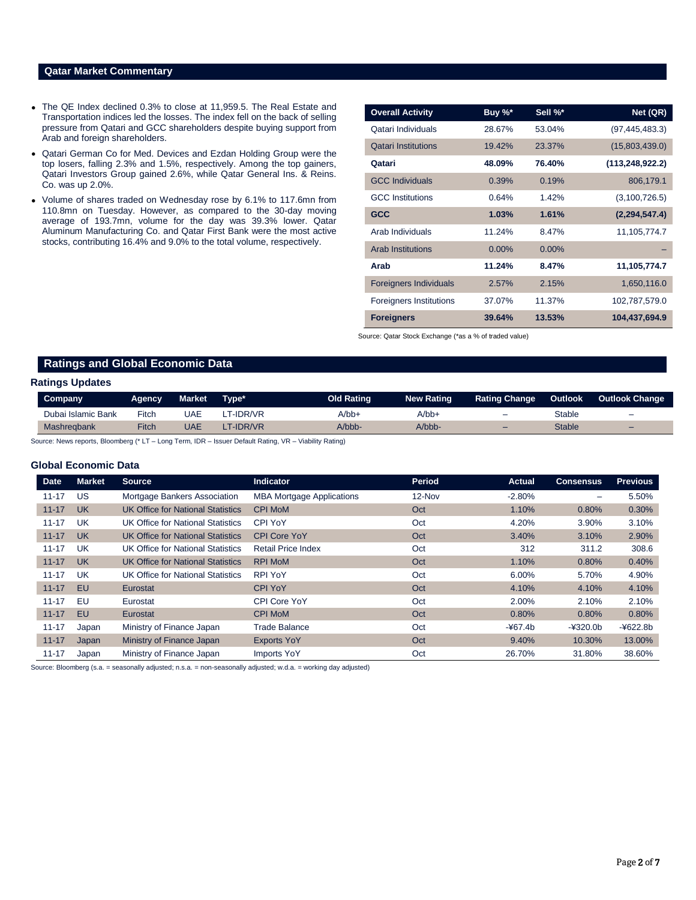## Qatar Market Commentary

- The QE Index declined 0.3% to close at 11,959.5. The Real Estate and Transportation indices led the losses. The index fell on the back of selling pressure from Qatari and GCC shareholders despite buying support from Arab and foreign shareholders.
- Qatari German Co for Med. Devices and Ezdan Holding Group were the top losers, falling 2.3% and 1.5%, respectively. Among the top gainers, Qatari Investors Group gained 2.6%, while Qatar General Ins. & Reins. Co. was up 2.0%.
- Volume of shares traded on Wednesday rose by 6.1% to 117.6mn from 110.8mn on Tuesday. However, as compared to the 30-day moving average of 193.7mn, volume for the day was 39.3% lower. Qatar Aluminum Manufacturing Co. and Qatar First Bank were the most active stocks, contributing 16.4% and 9.0% to the total volume, respectively.

| Overall Activity | Buy %* | Sell %* | Net (QR) |
|---|---|---|---|
| Qatari Individuals | 28.67% | 53.04% | (97,445,483.3) |
| Qatari Institutions | 19.42% | 23.37% | (15,803,439.0) |
| **Qatari** | **48.09%** | **76.40%** | **(113,248,922.2)** |
| GCC Individuals | 0.39% | 0.19% | 806,179.1 |
| GCC Institutions | 0.64% | 1.42% | (3,100,726.5) |
| **GCC** | **1.03%** | **1.61%** | **(2,294,547.4)** |
| Arab Individuals | 11.24% | 8.47% | 11,105,774.7 |
| Arab Institutions | 0.00% | 0.00% | – |
| **Arab** | **11.24%** | **8.47%** | **11,105,774.7** |
| Foreigners Individuals | 2.57% | 2.15% | 1,650,116.0 |
| Foreigners Institutions | 37.07% | 11.37% | 102,787,579.0 |
| **Foreigners** | **39.64%** | **13.53%** | **104,437,694.9** |

Source: Qatar Stock Exchange (*as a % of traded value)

## Ratings and Global Economic Data

### Ratings Updates

| Company | Agency | Market | Type* | Old Rating | New Rating | Rating Change | Outlook | Outlook Change |
|---|---|---|---|---|---|---|---|---|
| Dubai Islamic Bank | Fitch | UAE | LT-IDR/VR | A/bb+ | A/bb+ | – | Stable | – |
| Mashreqbank | Fitch | UAE | LT-IDR/VR | A/bbb- | A/bbb- | – | Stable | – |

Source: News reports, Bloomberg (* LT – Long Term, IDR – Issuer Default Rating, VR – Viability Rating)

### Global Economic Data

| Date | Market | Source | Indicator | Period | Actual | Consensus | Previous |
|---|---|---|---|---|---|---|---|
| 11-17 | US | Mortgage Bankers Association | MBA Mortgage Applications | 12-Nov | -2.80% | – | 5.50% |
| 11-17 | UK | UK Office for National Statistics | CPI MoM | Oct | 1.10% | 0.80% | 0.30% |
| 11-17 | UK | UK Office for National Statistics | CPI YoY | Oct | 4.20% | 3.90% | 3.10% |
| 11-17 | UK | UK Office for National Statistics | CPI Core YoY | Oct | 3.40% | 3.10% | 2.90% |
| 11-17 | UK | UK Office for National Statistics | Retail Price Index | Oct | 312 | 311.2 | 308.6 |
| 11-17 | UK | UK Office for National Statistics | RPI MoM | Oct | 1.10% | 0.80% | 0.40% |
| 11-17 | UK | UK Office for National Statistics | RPI YoY | Oct | 6.00% | 5.70% | 4.90% |
| 11-17 | EU | Eurostat | CPI YoY | Oct | 4.10% | 4.10% | 4.10% |
| 11-17 | EU | Eurostat | CPI Core YoY | Oct | 2.00% | 2.10% | 2.10% |
| 11-17 | EU | Eurostat | CPI MoM | Oct | 0.80% | 0.80% | 0.80% |
| 11-17 | Japan | Ministry of Finance Japan | Trade Balance | Oct | -¥67.4b | -¥320.0b | -¥622.8b |
| 11-17 | Japan | Ministry of Finance Japan | Exports YoY | Oct | 9.40% | 10.30% | 13.00% |
| 11-17 | Japan | Ministry of Finance Japan | Imports YoY | Oct | 26.70% | 31.80% | 38.60% |

Source: Bloomberg (s.a. = seasonally adjusted; n.s.a. = non-seasonally adjusted; w.d.a. = working day adjusted)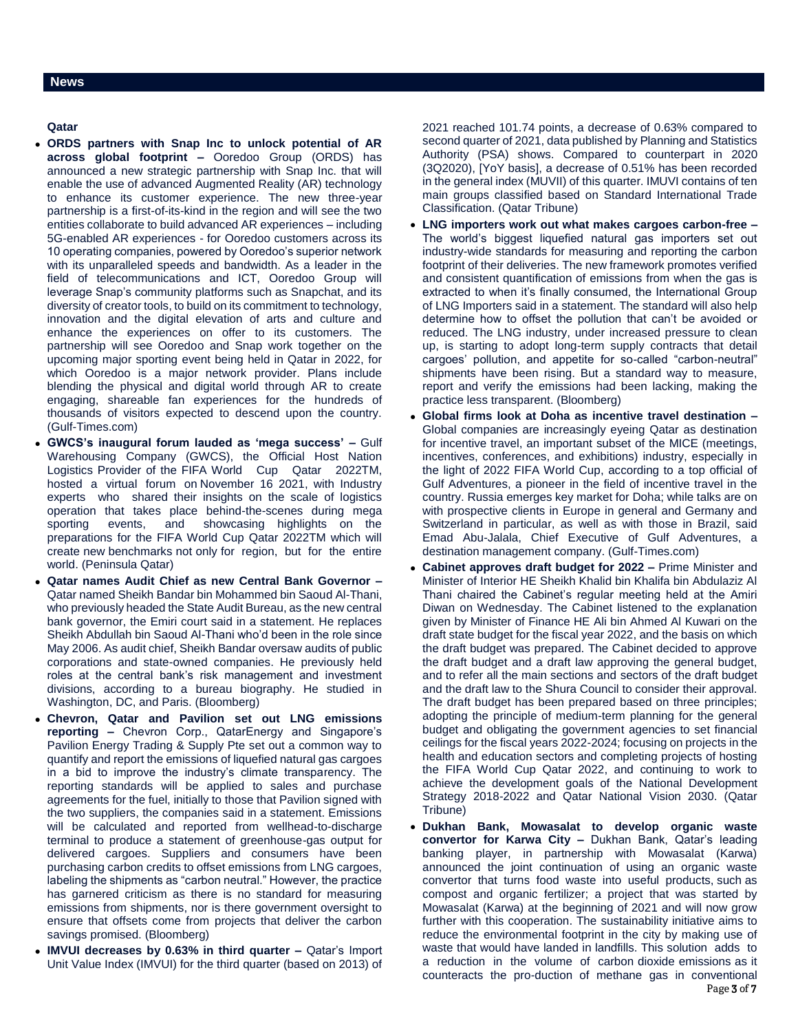## News

### Qatar

- **ORDS partners with Snap Inc to unlock potential of AR across global footprint –** Ooredoo Group (ORDS) has announced a new strategic partnership with Snap Inc. that will enable the use of advanced Augmented Reality (AR) technology to enhance its customer experience. The new three-year partnership is a first-of-its-kind in the region and will see the two entities collaborate to build advanced AR experiences – including 5G-enabled AR experiences - for Ooredoo customers across its 10 operating companies, powered by Ooredoo's superior network with its unparalleled speeds and bandwidth. As a leader in the field of telecommunications and ICT, Ooredoo Group will leverage Snap's community platforms such as Snapchat, and its diversity of creator tools, to build on its commitment to technology, innovation and the digital elevation of arts and culture and enhance the experiences on offer to its customers. The partnership will see Ooredoo and Snap work together on the upcoming major sporting event being held in Qatar in 2022, for which Ooredoo is a major network provider. Plans include blending the physical and digital world through AR to create engaging, shareable fan experiences for the hundreds of thousands of visitors expected to descend upon the country. (Gulf-Times.com)
- **GWCS's inaugural forum lauded as 'mega success' –** Gulf Warehousing Company (GWCS), the Official Host Nation Logistics Provider of the FIFA World Cup Qatar 2022TM, hosted a virtual forum on November 16 2021, with Industry experts who shared their insights on the scale of logistics operation that takes place behind-the-scenes during mega sporting events, and showcasing highlights on the preparations for the FIFA World Cup Qatar 2022TM which will create new benchmarks not only for region, but for the entire world. (Peninsula Qatar)
- **Qatar names Audit Chief as new Central Bank Governor –** Qatar named Sheikh Bandar bin Mohammed bin Saoud Al-Thani, who previously headed the State Audit Bureau, as the new central bank governor, the Emiri court said in a statement. He replaces Sheikh Abdullah bin Saoud Al-Thani who'd been in the role since May 2006. As audit chief, Sheikh Bandar oversaw audits of public corporations and state-owned companies. He previously held roles at the central bank's risk management and investment divisions, according to a bureau biography. He studied in Washington, DC, and Paris. (Bloomberg)
- **Chevron, Qatar and Pavilion set out LNG emissions reporting –** Chevron Corp., QatarEnergy and Singapore's Pavilion Energy Trading & Supply Pte set out a common way to quantify and report the emissions of liquefied natural gas cargoes in a bid to improve the industry's climate transparency. The reporting standards will be applied to sales and purchase agreements for the fuel, initially to those that Pavilion signed with the two suppliers, the companies said in a statement. Emissions will be calculated and reported from wellhead-to-discharge terminal to produce a statement of greenhouse-gas output for delivered cargoes. Suppliers and consumers have been purchasing carbon credits to offset emissions from LNG cargoes, labeling the shipments as "carbon neutral." However, the practice has garnered criticism as there is no standard for measuring emissions from shipments, nor is there government oversight to ensure that offsets come from projects that deliver the carbon savings promised. (Bloomberg)
- **IMVUI decreases by 0.63% in third quarter –** Qatar's Import Unit Value Index (IMVUI) for the third quarter (based on 2013) of 2021 reached 101.74 points, a decrease of 0.63% compared to second quarter of 2021, data published by Planning and Statistics Authority (PSA) shows. Compared to counterpart in 2020 (3Q2020), [YoY basis], a decrease of 0.51% has been recorded in the general index (MUVII) of this quarter. IMUVI contains of ten main groups classified based on Standard International Trade Classification. (Qatar Tribune)
- **LNG importers work out what makes cargoes carbon-free –** The world's biggest liquefied natural gas importers set out industry-wide standards for measuring and reporting the carbon footprint of their deliveries. The new framework promotes verified and consistent quantification of emissions from when the gas is extracted to when it's finally consumed, the International Group of LNG Importers said in a statement. The standard will also help determine how to offset the pollution that can't be avoided or reduced. The LNG industry, under increased pressure to clean up, is starting to adopt long-term supply contracts that detail cargoes' pollution, and appetite for so-called "carbon-neutral" shipments have been rising. But a standard way to measure, report and verify the emissions had been lacking, making the practice less transparent. (Bloomberg)
- **Global firms look at Doha as incentive travel destination –** Global companies are increasingly eyeing Qatar as destination for incentive travel, an important subset of the MICE (meetings, incentives, conferences, and exhibitions) industry, especially in the light of 2022 FIFA World Cup, according to a top official of Gulf Adventures, a pioneer in the field of incentive travel in the country. Russia emerges key market for Doha; while talks are on with prospective clients in Europe in general and Germany and Switzerland in particular, as well as with those in Brazil, said Emad Abu-Jalala, Chief Executive of Gulf Adventures, a destination management company. (Gulf-Times.com)
- **Cabinet approves draft budget for 2022 –** Prime Minister and Minister of Interior HE Sheikh Khalid bin Khalifa bin Abdulaziz Al Thani chaired the Cabinet's regular meeting held at the Amiri Diwan on Wednesday. The Cabinet listened to the explanation given by Minister of Finance HE Ali bin Ahmed Al Kuwari on the draft state budget for the fiscal year 2022, and the basis on which the draft budget was prepared. The Cabinet decided to approve the draft budget and a draft law approving the general budget, and to refer all the main sections and sectors of the draft budget and the draft law to the Shura Council to consider their approval. The draft budget has been prepared based on three principles; adopting the principle of medium-term planning for the general budget and obligating the government agencies to set financial ceilings for the fiscal years 2022-2024; focusing on projects in the health and education sectors and completing projects of hosting the FIFA World Cup Qatar 2022, and continuing to work to achieve the development goals of the National Development Strategy 2018-2022 and Qatar National Vision 2030. (Qatar Tribune)
- **Dukhan Bank, Mowasalat to develop organic waste convertor for Karwa City –** Dukhan Bank, Qatar's leading banking player, in partnership with Mowasalat (Karwa) announced the joint continuation of using an organic waste convertor that turns food waste into useful products, such as compost and organic fertilizer; a project that was started by Mowasalat (Karwa) at the beginning of 2021 and will now grow further with this cooperation. The sustainability initiative aims to reduce the environmental footprint in the city by making use of waste that would have landed in landfills. This solution adds to a reduction in the volume of carbon dioxide emissions as it counteracts the pro-duction of methane gas in conventional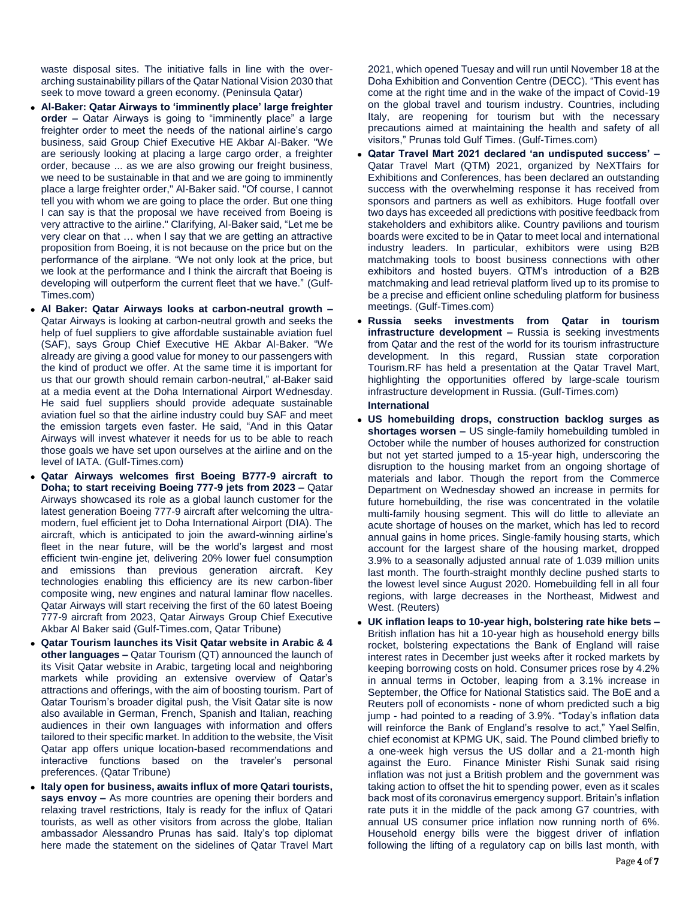waste disposal sites. The initiative falls in line with the over-arching sustainability pillars of the Qatar National Vision 2030 that seek to move toward a green economy. (Peninsula Qatar)

- **Al-Baker: Qatar Airways to 'imminently place' large freighter order –** Qatar Airways is going to "imminently place" a large freighter order to meet the needs of the national airline's cargo business, said Group Chief Executive HE Akbar Al-Baker. "We are seriously looking at placing a large cargo order, a freighter order, because ... as we are also growing our freight business, we need to be sustainable in that and we are going to imminently place a large freighter order," Al-Baker said. "Of course, I cannot tell you with whom we are going to place the order. But one thing I can say is that the proposal we have received from Boeing is very attractive to the airline." Clarifying, Al-Baker said, "Let me be very clear on that … when I say that we are getting an attractive proposition from Boeing, it is not because on the price but on the performance of the airplane. "We not only look at the price, but we look at the performance and I think the aircraft that Boeing is developing will outperform the current fleet that we have." (Gulf-Times.com)
- **Al Baker: Qatar Airways looks at carbon-neutral growth –** Qatar Airways is looking at carbon-neutral growth and seeks the help of fuel suppliers to give affordable sustainable aviation fuel (SAF), says Group Chief Executive HE Akbar Al-Baker. "We already are giving a good value for money to our passengers with the kind of product we offer. At the same time it is important for us that our growth should remain carbon-neutral," al-Baker said at a media event at the Doha International Airport Wednesday. He said fuel suppliers should provide adequate sustainable aviation fuel so that the airline industry could buy SAF and meet the emission targets even faster. He said, "And in this Qatar Airways will invest whatever it needs for us to be able to reach those goals we have set upon ourselves at the airline and on the level of IATA. (Gulf-Times.com)
- **Qatar Airways welcomes first Boeing B777-9 aircraft to Doha; to start receiving Boeing 777-9 jets from 2023 –** Qatar Airways showcased its role as a global launch customer for the latest generation Boeing 777-9 aircraft after welcoming the ultra-modern, fuel efficient jet to Doha International Airport (DIA). The aircraft, which is anticipated to join the award-winning airline's fleet in the near future, will be the world's largest and most efficient twin-engine jet, delivering 20% lower fuel consumption and emissions than previous generation aircraft. Key technologies enabling this efficiency are its new carbon-fiber composite wing, new engines and natural laminar flow nacelles. Qatar Airways will start receiving the first of the 60 latest Boeing 777-9 aircraft from 2023, Qatar Airways Group Chief Executive Akbar Al Baker said (Gulf-Times.com, Qatar Tribune)
- **Qatar Tourism launches its Visit Qatar website in Arabic & 4 other languages –** Qatar Tourism (QT) announced the launch of its Visit Qatar website in Arabic, targeting local and neighboring markets while providing an extensive overview of Qatar's attractions and offerings, with the aim of boosting tourism. Part of Qatar Tourism's broader digital push, the Visit Qatar site is now also available in German, French, Spanish and Italian, reaching audiences in their own languages with information and offers tailored to their specific market. In addition to the website, the Visit Qatar app offers unique location-based recommendations and interactive functions based on the traveler's personal preferences. (Qatar Tribune)
- **Italy open for business, awaits influx of more Qatari tourists, says envoy –** As more countries are opening their borders and relaxing travel restrictions, Italy is ready for the influx of Qatari tourists, as well as other visitors from across the globe, Italian ambassador Alessandro Prunas has said. Italy's top diplomat here made the statement on the sidelines of Qatar Travel Mart 2021, which opened Tuesay and will run until November 18 at the Doha Exhibition and Convention Centre (DECC). "This event has come at the right time and in the wake of the impact of Covid-19 on the global travel and tourism industry. Countries, including Italy, are reopening for tourism but with the necessary precautions aimed at maintaining the health and safety of all visitors," Prunas told Gulf Times. (Gulf-Times.com)
- **Qatar Travel Mart 2021 declared 'an undisputed success' –** Qatar Travel Mart (QTM) 2021, organized by NeXTfairs for Exhibitions and Conferences, has been declared an outstanding success with the overwhelming response it has received from sponsors and partners as well as exhibitors. Huge footfall over two days has exceeded all predictions with positive feedback from stakeholders and exhibitors alike. Country pavilions and tourism boards were excited to be in Qatar to meet local and international industry leaders. In particular, exhibitors were using B2B matchmaking tools to boost business connections with other exhibitors and hosted buyers. QTM's introduction of a B2B matchmaking and lead retrieval platform lived up to its promise to be a precise and efficient online scheduling platform for business meetings. (Gulf-Times.com)
- **Russia seeks investments from Qatar in tourism infrastructure development –** Russia is seeking investments from Qatar and the rest of the world for its tourism infrastructure development. In this regard, Russian state corporation Tourism.RF has held a presentation at the Qatar Travel Mart, highlighting the opportunities offered by large-scale tourism infrastructure development in Russia. (Gulf-Times.com)

**International**

- **US homebuilding drops, construction backlog surges as shortages worsen –** US single-family homebuilding tumbled in October while the number of houses authorized for construction but not yet started jumped to a 15-year high, underscoring the disruption to the housing market from an ongoing shortage of materials and labor. Though the report from the Commerce Department on Wednesday showed an increase in permits for future homebuilding, the rise was concentrated in the volatile multi-family housing segment. This will do little to alleviate an acute shortage of houses on the market, which has led to record annual gains in home prices. Single-family housing starts, which account for the largest share of the housing market, dropped 3.9% to a seasonally adjusted annual rate of 1.039 million units last month. The fourth-straight monthly decline pushed starts to the lowest level since August 2020. Homebuilding fell in all four regions, with large decreases in the Northeast, Midwest and West. (Reuters)
- **UK inflation leaps to 10-year high, bolstering rate hike bets –** British inflation has hit a 10-year high as household energy bills rocket, bolstering expectations the Bank of England will raise interest rates in December just weeks after it rocked markets by keeping borrowing costs on hold. Consumer prices rose by 4.2% in annual terms in October, leaping from a 3.1% increase in September, the Office for National Statistics said. The BoE and a Reuters poll of economists - none of whom predicted such a big jump - had pointed to a reading of 3.9%. "Today's inflation data will reinforce the Bank of England's resolve to act," Yael Selfin, chief economist at KPMG UK, said. The Pound climbed briefly to a one-week high versus the US dollar and a 21-month high against the Euro. Finance Minister Rishi Sunak said rising inflation was not just a British problem and the government was taking action to offset the hit to spending power, even as it scales back most of its coronavirus emergency support. Britain's inflation rate puts it in the middle of the pack among G7 countries, with annual US consumer price inflation now running north of 6%. Household energy bills were the biggest driver of inflation following the lifting of a regulatory cap on bills last month, with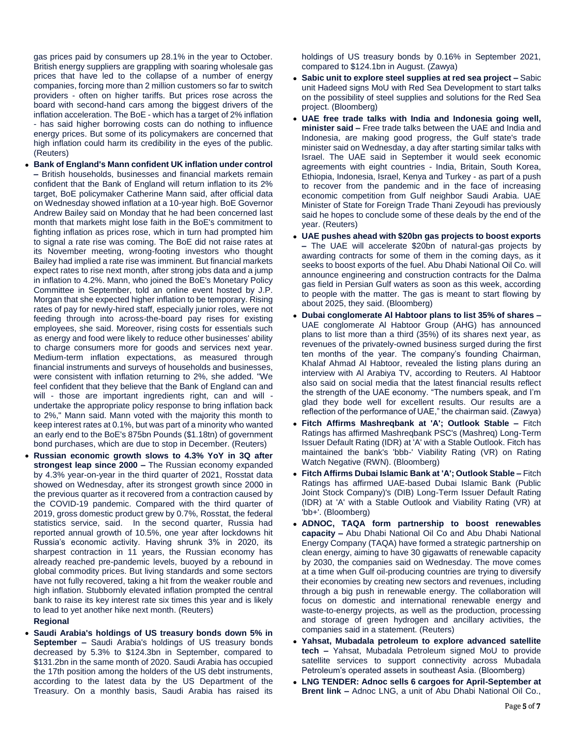gas prices paid by consumers up 28.1% in the year to October. British energy suppliers are grappling with soaring wholesale gas prices that have led to the collapse of a number of energy companies, forcing more than 2 million customers so far to switch providers - often on higher tariffs. But prices rose across the board with second-hand cars among the biggest drivers of the inflation acceleration. The BoE - which has a target of 2% inflation - has said higher borrowing costs can do nothing to influence energy prices. But some of its policymakers are concerned that high inflation could harm its credibility in the eyes of the public. (Reuters)

- **Bank of England's Mann confident UK inflation under control –** British households, businesses and financial markets remain confident that the Bank of England will return inflation to its 2% target, BoE policymaker Catherine Mann said, after official data on Wednesday showed inflation at a 10-year high. BoE Governor Andrew Bailey said on Monday that he had been concerned last month that markets might lose faith in the BoE's commitment to fighting inflation as prices rose, which in turn had prompted him to signal a rate rise was coming. The BoE did not raise rates at its November meeting, wrong-footing investors who thought Bailey had implied a rate rise was imminent. But financial markets expect rates to rise next month, after strong jobs data and a jump in inflation to 4.2%. Mann, who joined the BoE's Monetary Policy Committee in September, told an online event hosted by J.P. Morgan that she expected higher inflation to be temporary. Rising rates of pay for newly-hired staff, especially junior roles, were not feeding through into across-the-board pay rises for existing employees, she said. Moreover, rising costs for essentials such as energy and food were likely to reduce other businesses' ability to charge consumers more for goods and services next year. Medium-term inflation expectations, as measured through financial instruments and surveys of households and businesses, were consistent with inflation returning to 2%, she added. "We feel confident that they believe that the Bank of England can and will - those are important ingredients right, can and will - undertake the appropriate policy response to bring inflation back to 2%," Mann said. Mann voted with the majority this month to keep interest rates at 0.1%, but was part of a minority who wanted an early end to the BoE's 875bn Pounds ($1.18tn) of government bond purchases, which are due to stop in December. (Reuters)
- **Russian economic growth slows to 4.3% YoY in 3Q after strongest leap since 2000 –** The Russian economy expanded by 4.3% year-on-year in the third quarter of 2021, Rosstat data showed on Wednesday, after its strongest growth since 2000 in the previous quarter as it recovered from a contraction caused by the COVID-19 pandemic. Compared with the third quarter of 2019, gross domestic product grew by 0.7%, Rosstat, the federal statistics service, said. In the second quarter, Russia had reported annual growth of 10.5%, one year after lockdowns hit Russia's economic activity. Having shrunk 3% in 2020, its sharpest contraction in 11 years, the Russian economy has already reached pre-pandemic levels, buoyed by a rebound in global commodity prices. But living standards and some sectors have not fully recovered, taking a hit from the weaker rouble and high inflation. Stubbornly elevated inflation prompted the central bank to raise its key interest rate six times this year and is likely to lead to yet another hike next month. (Reuters)

**Regional**

- **Saudi Arabia's holdings of US treasury bonds down 5% in September –** Saudi Arabia's holdings of US treasury bonds decreased by 5.3% to $124.3bn in September, compared to $131.2bn in the same month of 2020. Saudi Arabia has occupied the 17th position among the holders of the US debt instruments, according to the latest data by the US Department of the Treasury. On a monthly basis, Saudi Arabia has raised its holdings of US treasury bonds by 0.16% in September 2021, compared to $124.1bn in August. (Zawya)
- **Sabic unit to explore steel supplies at red sea project –** Sabic unit Hadeed signs MoU with Red Sea Development to start talks on the possibility of steel supplies and solutions for the Red Sea project. (Bloomberg)
- **UAE free trade talks with India and Indonesia going well, minister said –** Free trade talks between the UAE and India and Indonesia, are making good progress, the Gulf state's trade minister said on Wednesday, a day after starting similar talks with Israel. The UAE said in September it would seek economic agreements with eight countries - India, Britain, South Korea, Ethiopia, Indonesia, Israel, Kenya and Turkey - as part of a push to recover from the pandemic and in the face of increasing economic competition from Gulf neighbor Saudi Arabia. UAE Minister of State for Foreign Trade Thani Zeyoudi has previously said he hopes to conclude some of these deals by the end of the year. (Reuters)
- **UAE pushes ahead with $20bn gas projects to boost exports –** The UAE will accelerate $20bn of natural-gas projects by awarding contracts for some of them in the coming days, as it seeks to boost exports of the fuel. Abu Dhabi National Oil Co. will announce engineering and construction contracts for the Dalma gas field in Persian Gulf waters as soon as this week, according to people with the matter. The gas is meant to start flowing by about 2025, they said. (Bloomberg)
- **Dubai conglomerate Al Habtoor plans to list 35% of shares –** UAE conglomerate Al Habtoor Group (AHG) has announced plans to list more than a third (35%) of its shares next year, as revenues of the privately-owned business surged during the first ten months of the year. The company's founding Chairman, Khalaf Ahmad Al Habtoor, revealed the listing plans during an interview with Al Arabiya TV, according to Reuters. Al Habtoor also said on social media that the latest financial results reflect the strength of the UAE economy. "The numbers speak, and I'm glad they bode well for excellent results. Our results are a reflection of the performance of UAE," the chairman said. (Zawya)
- **Fitch Affirms Mashreqbank at 'A'; Outlook Stable –** Fitch Ratings has affirmed Mashreqbank PSC's (Mashreq) Long-Term Issuer Default Rating (IDR) at 'A' with a Stable Outlook. Fitch has maintained the bank's 'bbb-' Viability Rating (VR) on Rating Watch Negative (RWN). (Bloomberg)
- **Fitch Affirms Dubai Islamic Bank at 'A'; Outlook Stable –** Fitch Ratings has affirmed UAE-based Dubai Islamic Bank (Public Joint Stock Company)'s (DIB) Long-Term Issuer Default Rating (IDR) at 'A' with a Stable Outlook and Viability Rating (VR) at 'bb+'. (Bloomberg)
- **ADNOC, TAQA form partnership to boost renewables capacity –** Abu Dhabi National Oil Co and Abu Dhabi National Energy Company (TAQA) have formed a strategic partnership on clean energy, aiming to have 30 gigawatts of renewable capacity by 2030, the companies said on Wednesday. The move comes at a time when Gulf oil-producing countries are trying to diversify their economies by creating new sectors and revenues, including through a big push in renewable energy. The collaboration will focus on domestic and international renewable energy and waste-to-energy projects, as well as the production, processing and storage of green hydrogen and ancillary activities, the companies said in a statement. (Reuters)
- **Yahsat, Mubadala petroleum to explore advanced satellite tech –** Yahsat, Mubadala Petroleum signed MoU to provide satellite services to support connectivity across Mubadala Petroleum's operated assets in southeast Asia. (Bloomberg)
- **LNG TENDER: Adnoc sells 6 cargoes for April-September at Brent link –** Adnoc LNG, a unit of Abu Dhabi National Oil Co.,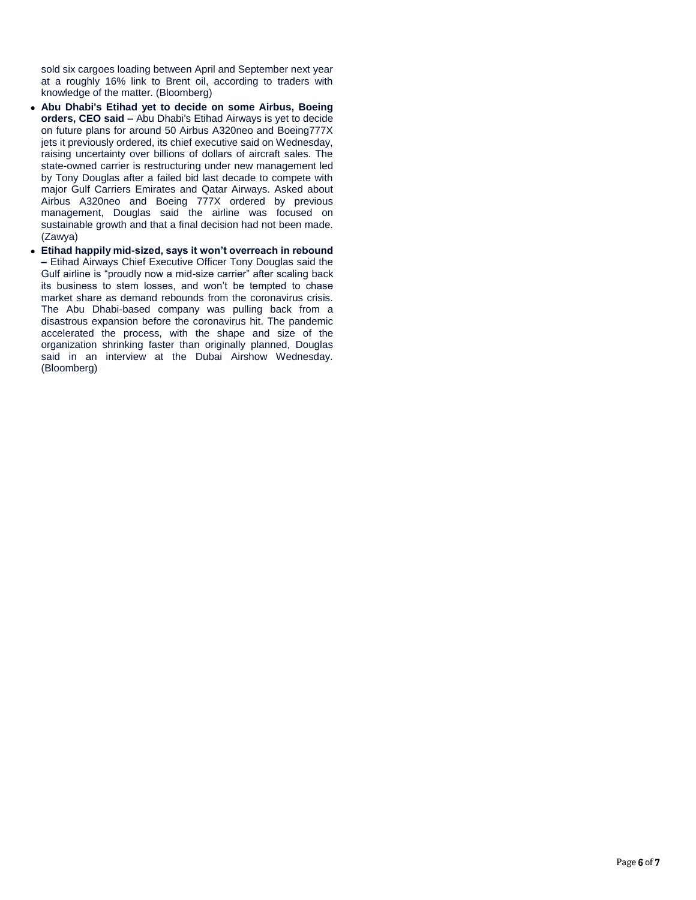sold six cargoes loading between April and September next year at a roughly 16% link to Brent oil, according to traders with knowledge of the matter. (Bloomberg)

- **Abu Dhabi's Etihad yet to decide on some Airbus, Boeing orders, CEO said –** Abu Dhabi's Etihad Airways is yet to decide on future plans for around 50 Airbus A320neo and Boeing777X jets it previously ordered, its chief executive said on Wednesday, raising uncertainty over billions of dollars of aircraft sales. The state-owned carrier is restructuring under new management led by Tony Douglas after a failed bid last decade to compete with major Gulf Carriers Emirates and Qatar Airways. Asked about Airbus A320neo and Boeing 777X ordered by previous management, Douglas said the airline was focused on sustainable growth and that a final decision had not been made. (Zawya)
- **Etihad happily mid-sized, says it won't overreach in rebound –** Etihad Airways Chief Executive Officer Tony Douglas said the Gulf airline is "proudly now a mid-size carrier" after scaling back its business to stem losses, and won't be tempted to chase market share as demand rebounds from the coronavirus crisis. The Abu Dhabi-based company was pulling back from a disastrous expansion before the coronavirus hit. The pandemic accelerated the process, with the shape and size of the organization shrinking faster than originally planned, Douglas said in an interview at the Dubai Airshow Wednesday. (Bloomberg)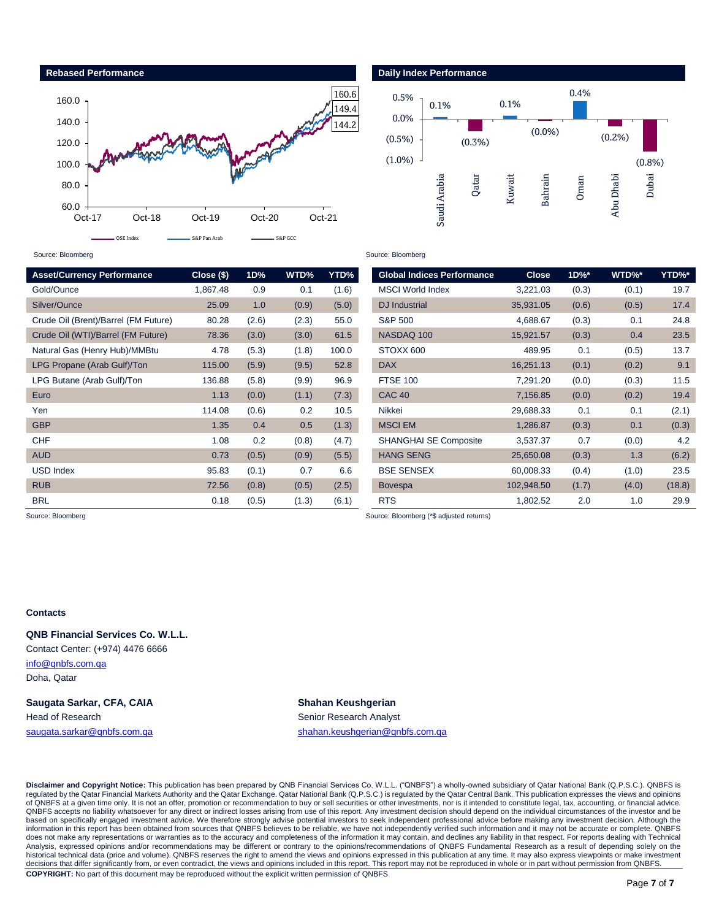**Rebased Performance**

160.6
149.4
144.2

160.0
140.0
120.0
100.0
80.0
60.0

Oct-17 Oct-18 Oct-19 Oct-20 Oct-21

QSE Index S&P Pan Arab S&P GCC

Source: Bloomberg

**Daily Index Performance**

0.5%
0.0%
(0.5%)
(1.0%)

0.1% (0.3%) 0.1% (0.0%) 0.4% (0.2%) (0.8%)

Saudi Arabia Qatar Kuwait Bahrain Oman Abu Dhabi Dubai

Source: Bloomberg

| Asset/Currency Performance | Close ($) | 1D% | WTD% | YTD% |
|---|---|---|---|---|
| Gold/Ounce | 1,867.48 | 0.9 | 0.1 | (1.6) |
| Silver/Ounce | 25.09 | 1.0 | (0.9) | (5.0) |
| Crude Oil (Brent)/Barrel (FM Future) | 80.28 | (2.6) | (2.3) | 55.0 |
| Crude Oil (WTI)/Barrel (FM Future) | 78.36 | (3.0) | (3.0) | 61.5 |
| Natural Gas (Henry Hub)/MMBtu | 4.78 | (5.3) | (1.8) | 100.0 |
| LPG Propane (Arab Gulf)/Ton | 115.00 | (5.9) | (9.5) | 52.8 |
| LPG Butane (Arab Gulf)/Ton | 136.88 | (5.8) | (9.9) | 96.9 |
| Euro | 1.13 | (0.0) | (1.1) | (7.3) |
| Yen | 114.08 | (0.6) | 0.2 | 10.5 |
| GBP | 1.35 | 0.4 | 0.5 | (1.3) |
| CHF | 1.08 | 0.2 | (0.8) | (4.7) |
| AUD | 0.73 | (0.5) | (0.9) | (5.5) |
| USD Index | 95.83 | (0.1) | 0.7 | 6.6 |
| RUB | 72.56 | (0.8) | (0.5) | (2.5) |
| BRL | 0.18 | (0.5) | (1.3) | (6.1) |

Source: Bloomberg

| Global Indices Performance | Close | 1D%* | WTD%* | YTD%* |
|---|---|---|---|---|
| MSCI World Index | 3,221.03 | (0.3) | (0.1) | 19.7 |
| DJ Industrial | 35,931.05 | (0.6) | (0.5) | 17.4 |
| S&P 500 | 4,688.67 | (0.3) | 0.1 | 24.8 |
| NASDAQ 100 | 15,921.57 | (0.3) | 0.4 | 23.5 |
| STOXX 600 | 489.95 | 0.1 | (0.5) | 13.7 |
| DAX | 16,251.13 | (0.1) | (0.2) | 9.1 |
| FTSE 100 | 7,291.20 | (0.0) | (0.3) | 11.5 |
| CAC 40 | 7,156.85 | (0.0) | (0.2) | 19.4 |
| Nikkei | 29,688.33 | 0.1 | 0.1 | (2.1) |
| MSCI EM | 1,286.87 | (0.3) | 0.1 | (0.3) |
| SHANGHAI SE Composite | 3,537.37 | 0.7 | (0.0) | 4.2 |
| HANG SENG | 25,650.08 | (0.3) | 1.3 | (6.2) |
| BSE SENSEX | 60,008.33 | (0.4) | (1.0) | 23.5 |
| Bovespa | 102,948.50 | (1.7) | (4.0) | (18.8) |
| RTS | 1,802.52 | 2.0 | 1.0 | 29.9 |

Source: Bloomberg (*$ adjusted returns)

**Contacts**

**QNB Financial Services Co. W.L.L.**
Contact Center: (+974) 4476 6666
info@qnbfs.com.qa
Doha, Qatar

**Saugata Sarkar, CFA, CAIA**
Head of Research
saugata.sarkar@qnbfs.com.qa

**Shahan Keushgerian**
Senior Research Analyst
shahan.keushgerian@qnbfs.com.qa

**Disclaimer and Copyright Notice:** This publication has been prepared by QNB Financial Services Co. W.L.L. ("QNBFS") a wholly-owned subsidiary of Qatar National Bank (Q.P.S.C.). QNBFS is regulated by the Qatar Financial Markets Authority and the Qatar Exchange. Qatar National Bank (Q.P.S.C.) is regulated by the Qatar Central Bank. This publication expresses the views and opinions of QNBFS at a given time only. It is not an offer, promotion or recommendation to buy or sell securities or other investments, nor is it intended to constitute legal, tax, accounting, or financial advice. QNBFS accepts no liability whatsoever for any direct or indirect losses arising from use of this report. Any investment decision should depend on the individual circumstances of the investor and be based on specifically engaged investment advice. We therefore strongly advise potential investors to seek independent professional advice before making any investment decision. Although the information in this report has been obtained from sources that QNBFS believes to be reliable, we have not independently verified such information and it may not be accurate or complete. QNBFS does not make any representations or warranties as to the accuracy and completeness of the information it may contain, and declines any liability in that respect. For reports dealing with Technical Analysis, expressed opinions and/or recommendations may be different or contrary to the opinions/recommendations of QNBFS Fundamental Research as a result of depending solely on the historical technical data (price and volume). QNBFS reserves the right to amend the views and opinions expressed in this publication at any time. It may also express viewpoints or make investment decisions that differ significantly from, or even contradict, the views and opinions included in this report. This report may not be reproduced in whole or in part without permission from QNBFS.

**COPYRIGHT:** No part of this document may be reproduced without the explicit written permission of QNBFS.